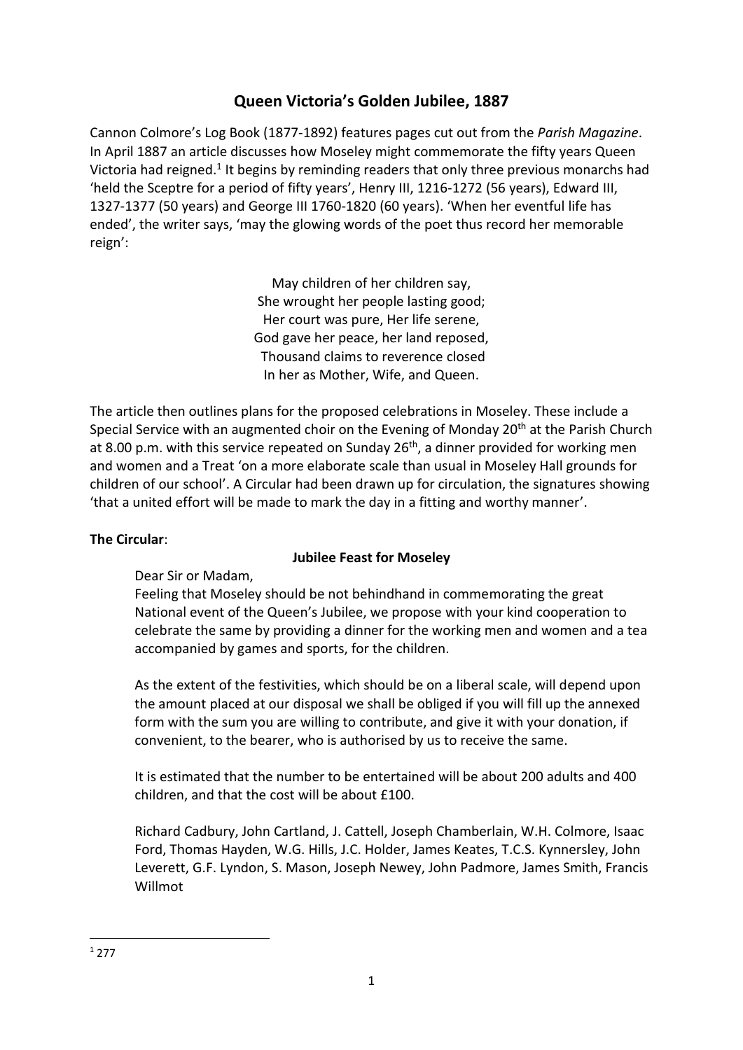# Queen Victoria's Golden Jubilee, 1887

Cannon Colmore's Log Book (1877-1892) features pages cut out from the *Parish Magazine*. In April 1887 an article discusses how Moseley might commemorate the fifty years Queen Victoria had reigned.[1] It begins by reminding readers that only three previous monarchs had 'held the Sceptre for a period of fifty years', Henry III, 1216-1272 (56 years), Edward III, 1327-1377 (50 years) and George III 1760-1820 (60 years). 'When her eventful life has ended', the writer says, 'may the glowing words of the poet thus record her memorable reign':

> May children of her children say,
> She wrought her people lasting good;
> Her court was pure, Her life serene,
> God gave her peace, her land reposed,
> Thousand claims to reverence closed
> In her as Mother, Wife, and Queen.

The article then outlines plans for the proposed celebrations in Moseley. These include a Special Service with an augmented choir on the Evening of Monday 20th at the Parish Church at 8.00 p.m. with this service repeated on Sunday 26th, a dinner provided for working men and women and a Treat 'on a more elaborate scale than usual in Moseley Hall grounds for children of our school'. A Circular had been drawn up for circulation, the signatures showing 'that a united effort will be made to mark the day in a fitting and worthy manner'.

**The Circular**:

**Jubilee Feast for Moseley**

Dear Sir or Madam,
Feeling that Moseley should be not behindhand in commemorating the great National event of the Queen's Jubilee, we propose with your kind cooperation to celebrate the same by providing a dinner for the working men and women and a tea accompanied by games and sports, for the children.

As the extent of the festivities, which should be on a liberal scale, will depend upon the amount placed at our disposal we shall be obliged if you will fill up the annexed form with the sum you are willing to contribute, and give it with your donation, if convenient, to the bearer, who is authorised by us to receive the same.

It is estimated that the number to be entertained will be about 200 adults and 400 children, and that the cost will be about £100.

Richard Cadbury, John Cartland, J. Cattell, Joseph Chamberlain, W.H. Colmore, Isaac Ford, Thomas Hayden, W.G. Hills, J.C. Holder, James Keates, T.C.S. Kynnersley, John Leverett, G.F. Lyndon, S. Mason, Joseph Newey, John Padmore, James Smith, Francis Willmot

---

[1] 277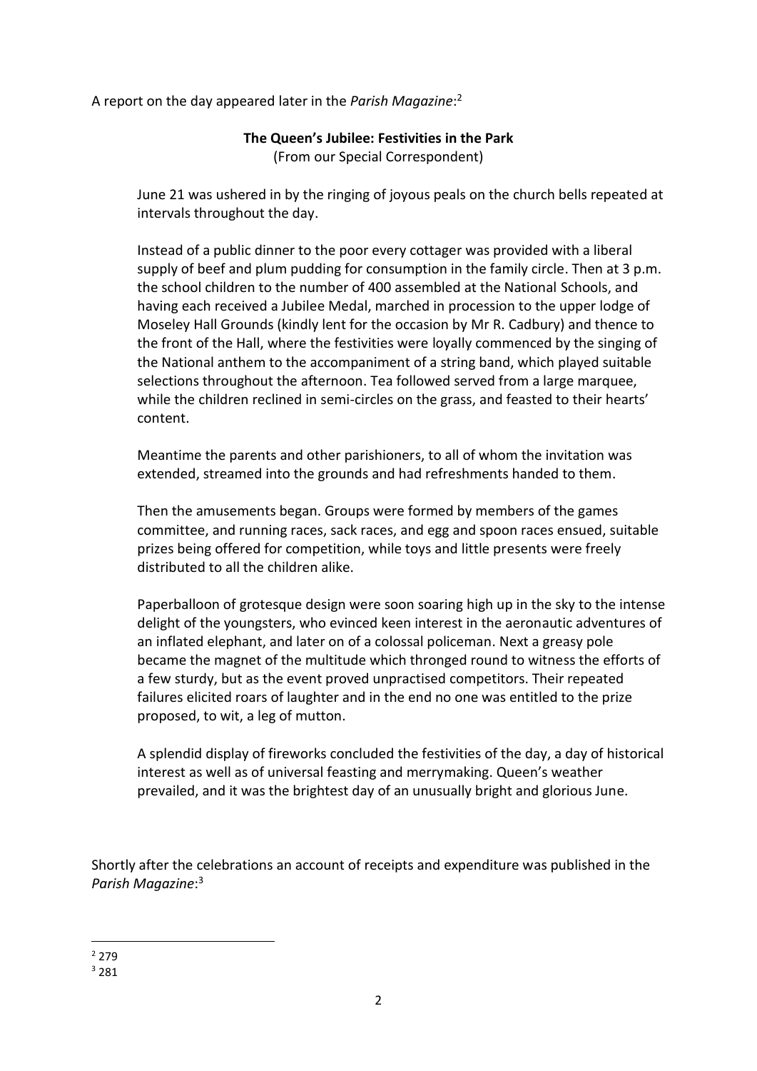A report on the day appeared later in the *Parish Magazine*:[2]

**The Queen's Jubilee: Festivities in the Park**
(From our Special Correspondent)

> June 21 was ushered in by the ringing of joyous peals on the church bells repeated at intervals throughout the day.
>
> Instead of a public dinner to the poor every cottager was provided with a liberal supply of beef and plum pudding for consumption in the family circle. Then at 3 p.m. the school children to the number of 400 assembled at the National Schools, and having each received a Jubilee Medal, marched in procession to the upper lodge of Moseley Hall Grounds (kindly lent for the occasion by Mr R. Cadbury) and thence to the front of the Hall, where the festivities were loyally commenced by the singing of the National anthem to the accompaniment of a string band, which played suitable selections throughout the afternoon. Tea followed served from a large marquee, while the children reclined in semi-circles on the grass, and feasted to their hearts' content.
>
> Meantime the parents and other parishioners, to all of whom the invitation was extended, streamed into the grounds and had refreshments handed to them.
>
> Then the amusements began. Groups were formed by members of the games committee, and running races, sack races, and egg and spoon races ensued, suitable prizes being offered for competition, while toys and little presents were freely distributed to all the children alike.
>
> Paperballoon of grotesque design were soon soaring high up in the sky to the intense delight of the youngsters, who evinced keen interest in the aeronautic adventures of an inflated elephant, and later on of a colossal policeman. Next a greasy pole became the magnet of the multitude which thronged round to witness the efforts of a few sturdy, but as the event proved unpractised competitors. Their repeated failures elicited roars of laughter and in the end no one was entitled to the prize proposed, to wit, a leg of mutton.
>
> A splendid display of fireworks concluded the festivities of the day, a day of historical interest as well as of universal feasting and merrymaking. Queen's weather prevailed, and it was the brightest day of an unusually bright and glorious June.

Shortly after the celebrations an account of receipts and expenditure was published in the *Parish Magazine*:[3]

---

[2] 279

[3] 281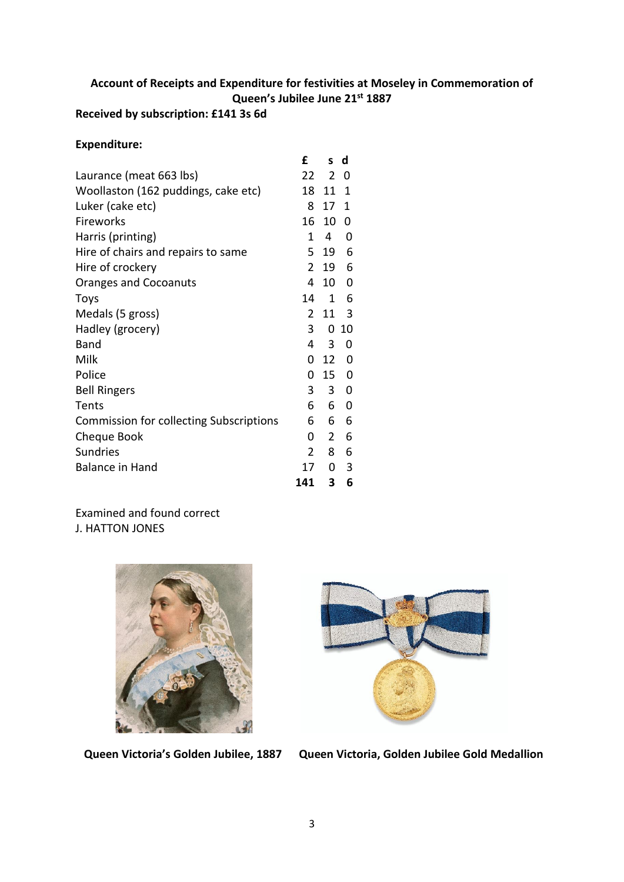**Account of Receipts and Expenditure for festivities at Moseley in Commemoration of Queen's Jubilee June 21st 1887**

**Received by subscription: £141 3s 6d**

**Expenditure:**

| | £ | s | d |
|---|---|---|---|
| Laurance (meat 663 lbs) | 22 | 2 | 0 |
| Woollaston (162 puddings, cake etc) | 18 | 11 | 1 |
| Luker (cake etc) | 8 | 17 | 1 |
| Fireworks | 16 | 10 | 0 |
| Harris (printing) | 1 | 4 | 0 |
| Hire of chairs and repairs to same | 5 | 19 | 6 |
| Hire of crockery | 2 | 19 | 6 |
| Oranges and Cocoanuts | 4 | 10 | 0 |
| Toys | 14 | 1 | 6 |
| Medals (5 gross) | 2 | 11 | 3 |
| Hadley (grocery) | 3 | 0 | 10 |
| Band | 4 | 3 | 0 |
| Milk | 0 | 12 | 0 |
| Police | 0 | 15 | 0 |
| Bell Ringers | 3 | 3 | 0 |
| Tents | 6 | 6 | 0 |
| Commission for collecting Subscriptions | 6 | 6 | 6 |
| Cheque Book | 0 | 2 | 6 |
| Sundries | 2 | 8 | 6 |
| Balance in Hand | 17 | 0 | 3 |
| | **141** | **3** | **6** |

Examined and found correct
J. HATTON JONES

**Queen Victoria's Golden Jubilee, 1887**

**Queen Victoria, Golden Jubilee Gold Medallion**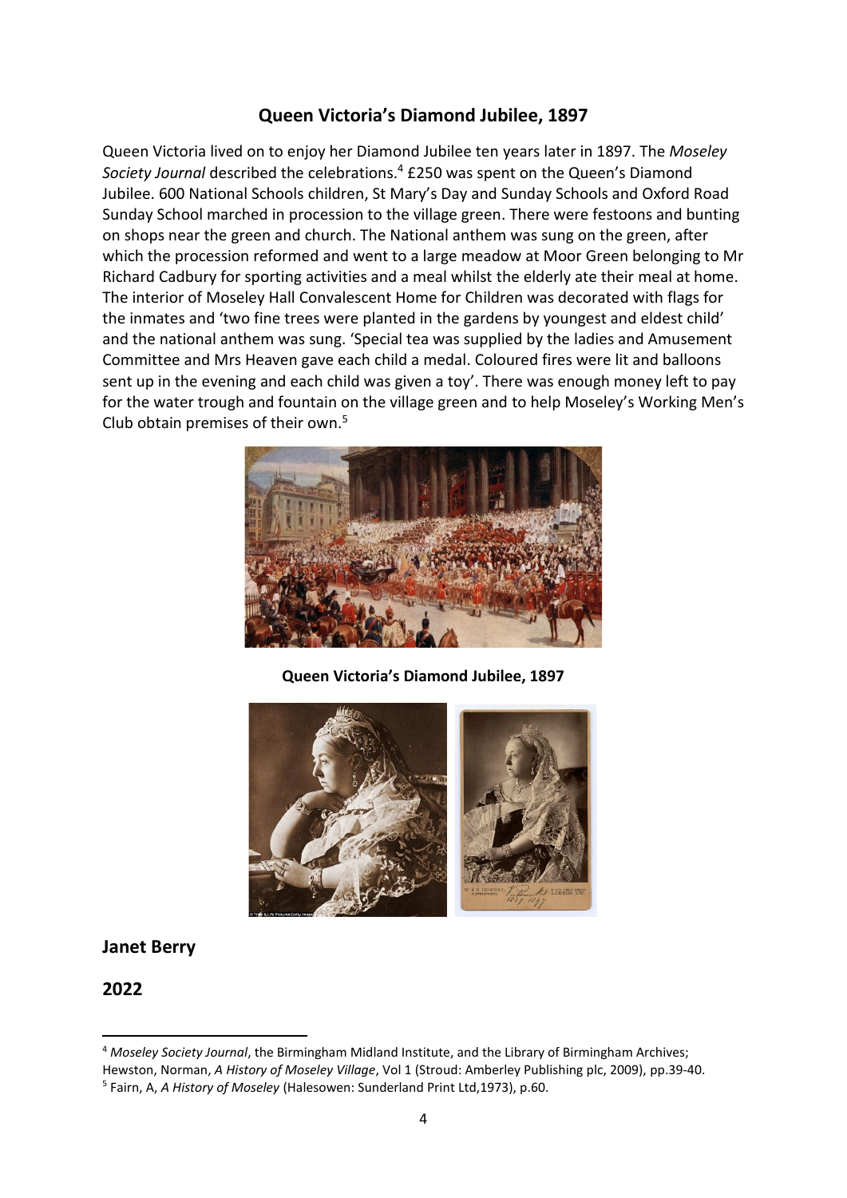## Queen Victoria's Diamond Jubilee, 1897

Queen Victoria lived on to enjoy her Diamond Jubilee ten years later in 1897. The *Moseley Society Journal* described the celebrations.[4] £250 was spent on the Queen's Diamond Jubilee. 600 National Schools children, St Mary's Day and Sunday Schools and Oxford Road Sunday School marched in procession to the village green. There were festoons and bunting on shops near the green and church. The National anthem was sung on the green, after which the procession reformed and went to a large meadow at Moor Green belonging to Mr Richard Cadbury for sporting activities and a meal whilst the elderly ate their meal at home. The interior of Moseley Hall Convalescent Home for Children was decorated with flags for the inmates and 'two fine trees were planted in the gardens by youngest and eldest child' and the national anthem was sung. 'Special tea was supplied by the ladies and Amusement Committee and Mrs Heaven gave each child a medal. Coloured fires were lit and balloons sent up in the evening and each child was given a toy'. There was enough money left to pay for the water trough and fountain on the village green and to help Moseley's Working Men's Club obtain premises of their own.[5]

**Queen Victoria's Diamond Jubilee, 1897**

**Janet Berry**

**2022**

---

[4] *Moseley Society Journal*, the Birmingham Midland Institute, and the Library of Birmingham Archives; Hewston, Norman, *A History of Moseley Village*, Vol 1 (Stroud: Amberley Publishing plc, 2009), pp.39-40.

[5] Fairn, A, *A History of Moseley* (Halesowen: Sunderland Print Ltd,1973), p.60.